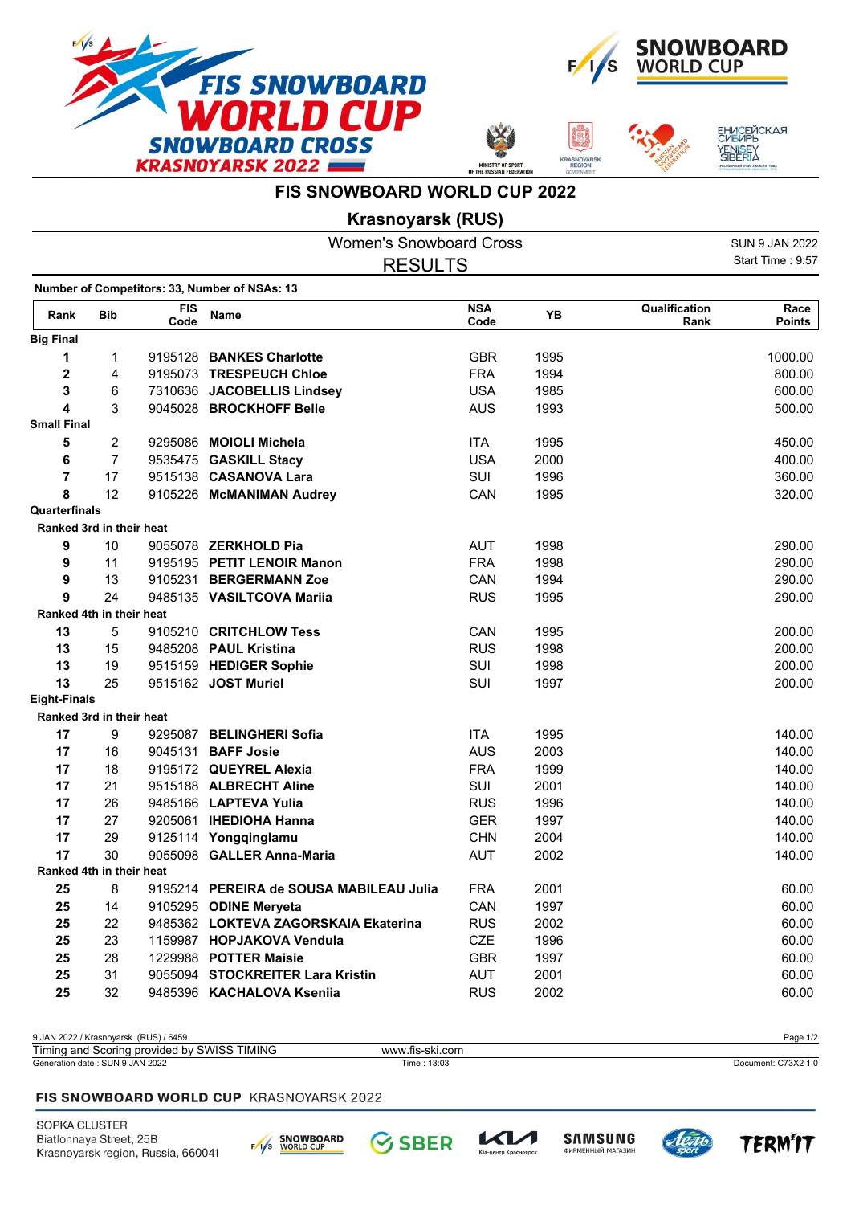# FIS SNOWBOARD WORLD CUP 2022

## Krasnoyarsk (RUS)

### Women's Snowboard Cross

### RESULTS

SUN 9 JAN 2022
Start Time : 9:57

**Number of Competitors: 33, Number of NSAs: 13**

| Rank | Bib | FIS Code | Name | NSA Code | YB | Qualification Rank | Race Points |
|---|---|---|---|---|---|---|---|
| **Big Final** | | | | | | | |
| **1** | 1 | 9195128 | **BANKES Charlotte** | GBR | 1995 | | 1000.00 |
| **2** | 4 | 9195073 | **TRESPEUCH Chloe** | FRA | 1994 | | 800.00 |
| **3** | 6 | 7310636 | **JACOBELLIS Lindsey** | USA | 1985 | | 600.00 |
| **4** | 3 | 9045028 | **BROCKHOFF Belle** | AUS | 1993 | | 500.00 |
| **Small Final** | | | | | | | |
| **5** | 2 | 9295086 | **MOIOLI Michela** | ITA | 1995 | | 450.00 |
| **6** | 7 | 9535475 | **GASKILL Stacy** | USA | 2000 | | 400.00 |
| **7** | 17 | 9515138 | **CASANOVA Lara** | SUI | 1996 | | 360.00 |
| **8** | 12 | 9105226 | **McMANIMAN Audrey** | CAN | 1995 | | 320.00 |
| **Quarterfinals** | | | | | | | |
| **Ranked 3rd in their heat** | | | | | | | |
| **9** | 10 | 9055078 | **ZERKHOLD Pia** | AUT | 1998 | | 290.00 |
| **9** | 11 | 9195195 | **PETIT LENOIR Manon** | FRA | 1998 | | 290.00 |
| **9** | 13 | 9105231 | **BERGERMANN Zoe** | CAN | 1994 | | 290.00 |
| **9** | 24 | 9485135 | **VASILTCOVA Mariia** | RUS | 1995 | | 290.00 |
| **Ranked 4th in their heat** | | | | | | | |
| **13** | 5 | 9105210 | **CRITCHLOW Tess** | CAN | 1995 | | 200.00 |
| **13** | 15 | 9485208 | **PAUL Kristina** | RUS | 1998 | | 200.00 |
| **13** | 19 | 9515159 | **HEDIGER Sophie** | SUI | 1998 | | 200.00 |
| **13** | 25 | 9515162 | **JOST Muriel** | SUI | 1997 | | 200.00 |
| **Eight-Finals** | | | | | | | |
| **Ranked 3rd in their heat** | | | | | | | |
| **17** | 9 | 9295087 | **BELINGHERI Sofia** | ITA | 1995 | | 140.00 |
| **17** | 16 | 9045131 | **BAFF Josie** | AUS | 2003 | | 140.00 |
| **17** | 18 | 9195172 | **QUEYREL Alexia** | FRA | 1999 | | 140.00 |
| **17** | 21 | 9515188 | **ALBRECHT Aline** | SUI | 2001 | | 140.00 |
| **17** | 26 | 9485166 | **LAPTEVA Yulia** | RUS | 1996 | | 140.00 |
| **17** | 27 | 9205061 | **IHEDIOHA Hanna** | GER | 1997 | | 140.00 |
| **17** | 29 | 9125114 | **Yongqinglamu** | CHN | 2004 | | 140.00 |
| **17** | 30 | 9055098 | **GALLER Anna-Maria** | AUT | 2002 | | 140.00 |
| **Ranked 4th in their heat** | | | | | | | |
| **25** | 8 | 9195214 | **PEREIRA de SOUSA MABILEAU Julia** | FRA | 2001 | | 60.00 |
| **25** | 14 | 9105295 | **ODINE Meryeta** | CAN | 1997 | | 60.00 |
| **25** | 22 | 9485362 | **LOKTEVA ZAGORSKAIA Ekaterina** | RUS | 2002 | | 60.00 |
| **25** | 23 | 1159987 | **HOPJAKOVA Vendula** | CZE | 1996 | | 60.00 |
| **25** | 28 | 1229988 | **POTTER Maisie** | GBR | 1997 | | 60.00 |
| **25** | 31 | 9055094 | **STOCKREITER Lara Kristin** | AUT | 2001 | | 60.00 |
| **25** | 32 | 9485396 | **KACHALOVA Kseniia** | RUS | 2002 | | 60.00 |

9 JAN 2022 / Krasnoyarsk (RUS) / 6459
Timing and Scoring provided by SWISS TIMING — www.fis-ski.com
Generation date : SUN 9 JAN 2022 — Time : 13:03 — Document: C73X2 1.0

**FIS SNOWBOARD WORLD CUP** KRASNOYARSK 2022

SOPKA CLUSTER
Biatlonnaya Street, 25B
Krasnoyarsk region, Russia, 660041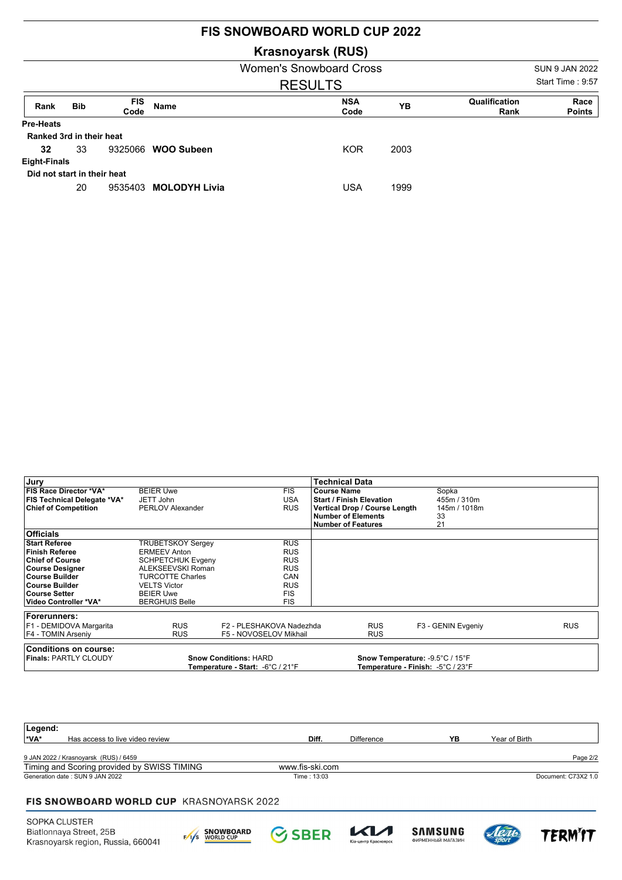# FIS SNOWBOARD WORLD CUP 2022

## Krasnoyarsk (RUS)

### Women's Snowboard Cross

SUN 9 JAN 2022

RESULTS

Start Time : 9:57

| Rank | Bib | FIS Code | Name | NSA Code | YB | Qualification Rank | Race Points |
|---|---|---|---|---|---|---|---|
| **Pre-Heats** | | | | | | | |
| **Ranked 3rd in their heat** | | | | | | | |
| **32** | 33 | 9325066 | **WOO Subeen** | KOR | 2003 | | |
| **Eight-Finals** | | | | | | | |
| **Did not start in their heat** | | | | | | | |
| | 20 | 9535403 | **MOLODYH Livia** | USA | 1999 | | |

| Jury | | | Technical Data | |
|---|---|---|---|---|
| **FIS Race Director *VA*** | BEIER Uwe | FIS | **Course Name** | Sopka |
| **FIS Technical Delegate *VA*** | JETT John | USA | **Start / Finish Elevation** | 455m / 310m |
| **Chief of Competition** | PERLOV Alexander | RUS | **Vertical Drop / Course Length** | 145m / 1018m |
| | | | **Number of Elements** | 33 |
| | | | **Number of Features** | 21 |

| Officials | | |
|---|---|---|
| **Start Referee** | TRUBETSKOY Sergey | RUS |
| **Finish Referee** | ERMEEV Anton | RUS |
| **Chief of Course** | SCHPETCHUK Evgeny | RUS |
| **Course Designer** | ALEKSEEVSKI Roman | RUS |
| **Course Builder** | TURCOTTE Charles | CAN |
| **Course Builder** | VELTS Victor | RUS |
| **Course Setter** | BEIER Uwe | FIS |
| **Video Controller *VA*** | BERGHUIS Belle | FIS |

**Forerunners:**

| | | | | | |
|---|---|---|---|---|---|
| F1 - DEMIDOVA Margarita | RUS | F2 - PLESHAKOVA Nadezhda | RUS | F3 - GENIN Evgeniy | RUS |
| F4 - TOMIN Arseniy | RUS | F5 - NOVOSELOV Mikhail | RUS | | |

**Conditions on course:**

**Finals:** PARTLY CLOUDY
**Snow Conditions:** HARD
**Temperature - Start:** -6°C / 21°F
**Snow Temperature:** -9.5°C / 15°F
**Temperature - Finish:** -5°C / 23°F

| Legend: | | | | | |
|---|---|---|---|---|---|
| *VA* | Has access to live video review | **Diff.** | Difference | **YB** | Year of Birth |

9 JAN 2022 / Krasnoyarsk (RUS) / 6459

Timing and Scoring provided by SWISS TIMING — www.fis-ski.com

Generation date : SUN 9 JAN 2022 — Time : 13:03 — Document: C73X2 1.0

**FIS SNOWBOARD WORLD CUP** KRASNOYARSK 2022

SOPKA CLUSTER
Biatlonnaya Street, 25B
Krasnoyarsk region, Russia, 660041